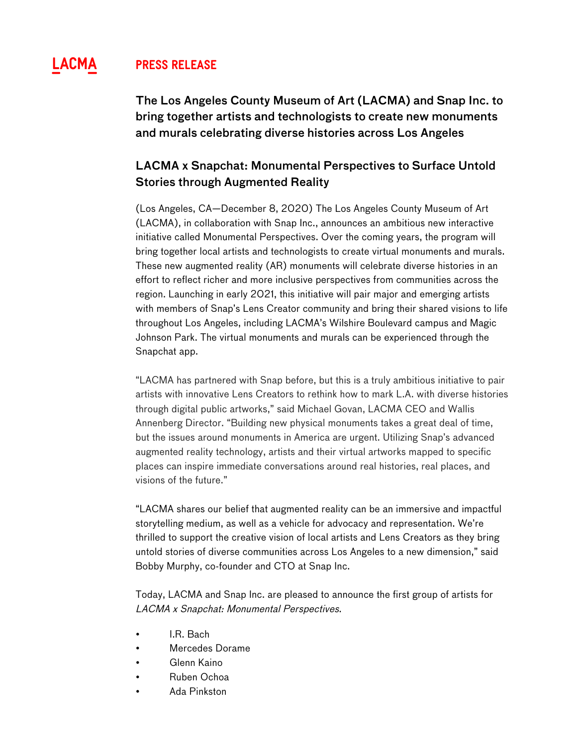LACMA **PRESS RELEASE**

## The Los Angeles County Museum of Art (LACMA) and Snap Inc. to bring together artists and technologists to create new monuments and murals celebrating diverse histories across Los Angeles

## LACMA x Snapchat: Monumental Perspectives to Surface Untold Stories through Augmented Reality

(Los Angeles, CA—December 8, 2020) The Los Angeles County Museum of Art (LACMA), in collaboration with Snap Inc., announces an ambitious new interactive initiative called Monumental Perspectives. Over the coming years, the program will bring together local artists and technologists to create virtual monuments and murals. These new augmented reality (AR) monuments will celebrate diverse histories in an effort to reflect richer and more inclusive perspectives from communities across the region. Launching in early 2021, this initiative will pair major and emerging artists with members of Snap's Lens Creator community and bring their shared visions to life throughout Los Angeles, including LACMA's Wilshire Boulevard campus and Magic Johnson Park. The virtual monuments and murals can be experienced through the Snapchat app.

"LACMA has partnered with Snap before, but this is a truly ambitious initiative to pair artists with innovative Lens Creators to rethink how to mark L.A. with diverse histories through digital public artworks," said Michael Govan, LACMA CEO and Wallis Annenberg Director. "Building new physical monuments takes a great deal of time, but the issues around monuments in America are urgent. Utilizing Snap's advanced augmented reality technology, artists and their virtual artworks mapped to specific places can inspire immediate conversations around real histories, real places, and visions of the future."

"LACMA shares our belief that augmented reality can be an immersive and impactful storytelling medium, as well as a vehicle for advocacy and representation. We're thrilled to support the creative vision of local artists and Lens Creators as they bring untold stories of diverse communities across Los Angeles to a new dimension," said Bobby Murphy, co-founder and CTO at Snap Inc.

Today, LACMA and Snap Inc. are pleased to announce the first group of artists for *LACMA x Snapchat: Monumental Perspectives*.

- I.R. Bach
- Mercedes Dorame
- Glenn Kaino
- Ruben Ochoa
- Ada Pinkston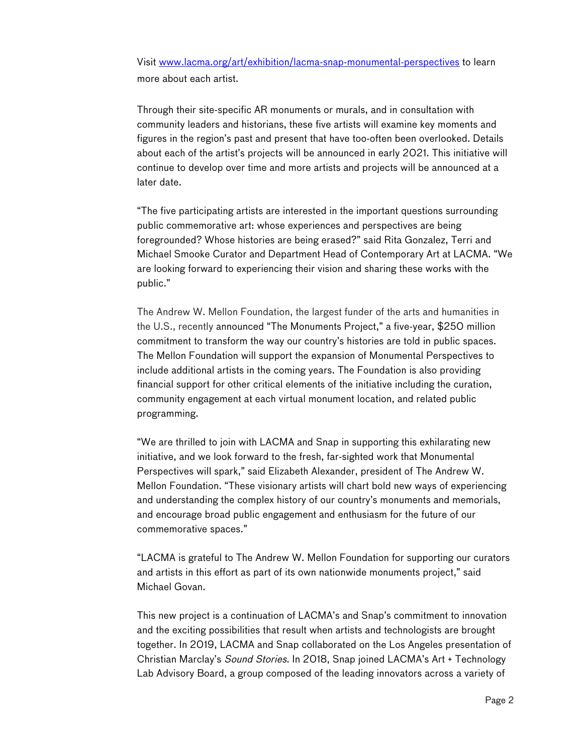Visit [www.lacma.org/art/exhibition/lacma-snap-monumental-perspectives](www.lacma.org/art/exhibition/lacma-snap-monumental-perspectives) to learn more about each artist.

Through their site-specific AR monuments or murals, and in consultation with community leaders and historians, these five artists will examine key moments and figures in the region's past and present that have too-often been overlooked. Details about each of the artist's projects will be announced in early 2021. This initiative will continue to develop over time and more artists and projects will be announced at a later date.

"The five participating artists are interested in the important questions surrounding public commemorative art: whose experiences and perspectives are being foregrounded? Whose histories are being erased?" said Rita Gonzalez, Terri and Michael Smooke Curator and Department Head of Contemporary Art at LACMA. "We are looking forward to experiencing their vision and sharing these works with the public."

The Andrew W. Mellon Foundation, the largest funder of the arts and humanities in the U.S., recently announced "The Monuments Project," a five-year, $250 million commitment to transform the way our country's histories are told in public spaces. The Mellon Foundation will support the expansion of Monumental Perspectives to include additional artists in the coming years. The Foundation is also providing financial support for other critical elements of the initiative including the curation, community engagement at each virtual monument location, and related public programming.

"We are thrilled to join with LACMA and Snap in supporting this exhilarating new initiative, and we look forward to the fresh, far-sighted work that Monumental Perspectives will spark," said Elizabeth Alexander, president of The Andrew W. Mellon Foundation. "These visionary artists will chart bold new ways of experiencing and understanding the complex history of our country's monuments and memorials, and encourage broad public engagement and enthusiasm for the future of our commemorative spaces."

"LACMA is grateful to The Andrew W. Mellon Foundation for supporting our curators and artists in this effort as part of its own nationwide monuments project," said Michael Govan.

This new project is a continuation of LACMA's and Snap's commitment to innovation and the exciting possibilities that result when artists and technologists are brought together. In 2019, LACMA and Snap collaborated on the Los Angeles presentation of Christian Marclay's *Sound Stories*. In 2018, Snap joined LACMA's Art + Technology Lab Advisory Board, a group composed of the leading innovators across a variety of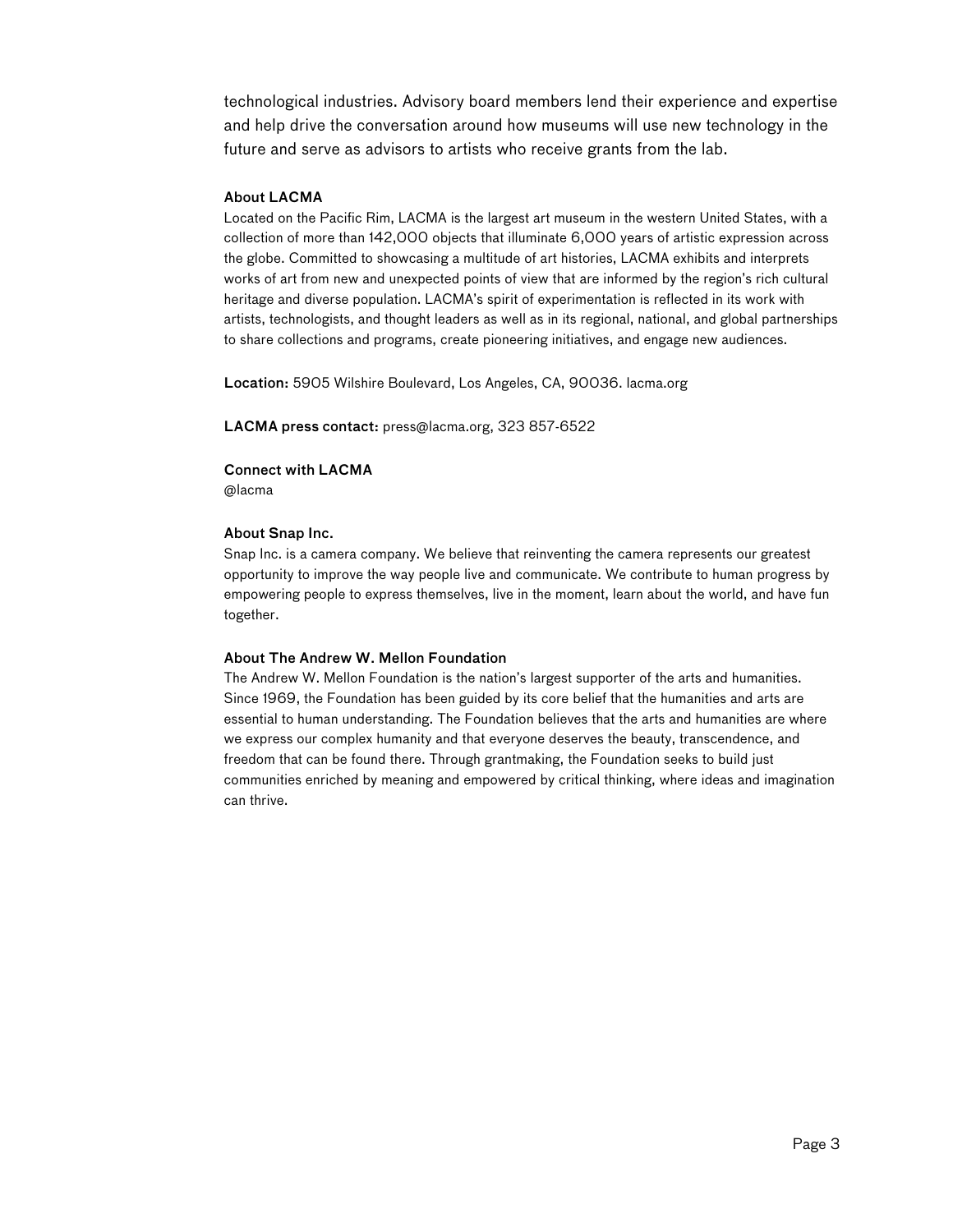technological industries. Advisory board members lend their experience and expertise and help drive the conversation around how museums will use new technology in the future and serve as advisors to artists who receive grants from the lab.

**About LACMA**

Located on the Pacific Rim, LACMA is the largest art museum in the western United States, with a collection of more than 142,000 objects that illuminate 6,000 years of artistic expression across the globe. Committed to showcasing a multitude of art histories, LACMA exhibits and interprets works of art from new and unexpected points of view that are informed by the region's rich cultural heritage and diverse population. LACMA's spirit of experimentation is reflected in its work with artists, technologists, and thought leaders as well as in its regional, national, and global partnerships to share collections and programs, create pioneering initiatives, and engage new audiences.

**Location:** 5905 Wilshire Boulevard, Los Angeles, CA, 90036. lacma.org

**LACMA press contact:** press@lacma.org, 323 857-6522

**Connect with LACMA**

@lacma

**About Snap Inc.**

Snap Inc. is a camera company. We believe that reinventing the camera represents our greatest opportunity to improve the way people live and communicate. We contribute to human progress by empowering people to express themselves, live in the moment, learn about the world, and have fun together.

**About The Andrew W. Mellon Foundation**

The Andrew W. Mellon Foundation is the nation's largest supporter of the arts and humanities. Since 1969, the Foundation has been guided by its core belief that the humanities and arts are essential to human understanding. The Foundation believes that the arts and humanities are where we express our complex humanity and that everyone deserves the beauty, transcendence, and freedom that can be found there. Through grantmaking, the Foundation seeks to build just communities enriched by meaning and empowered by critical thinking, where ideas and imagination can thrive.